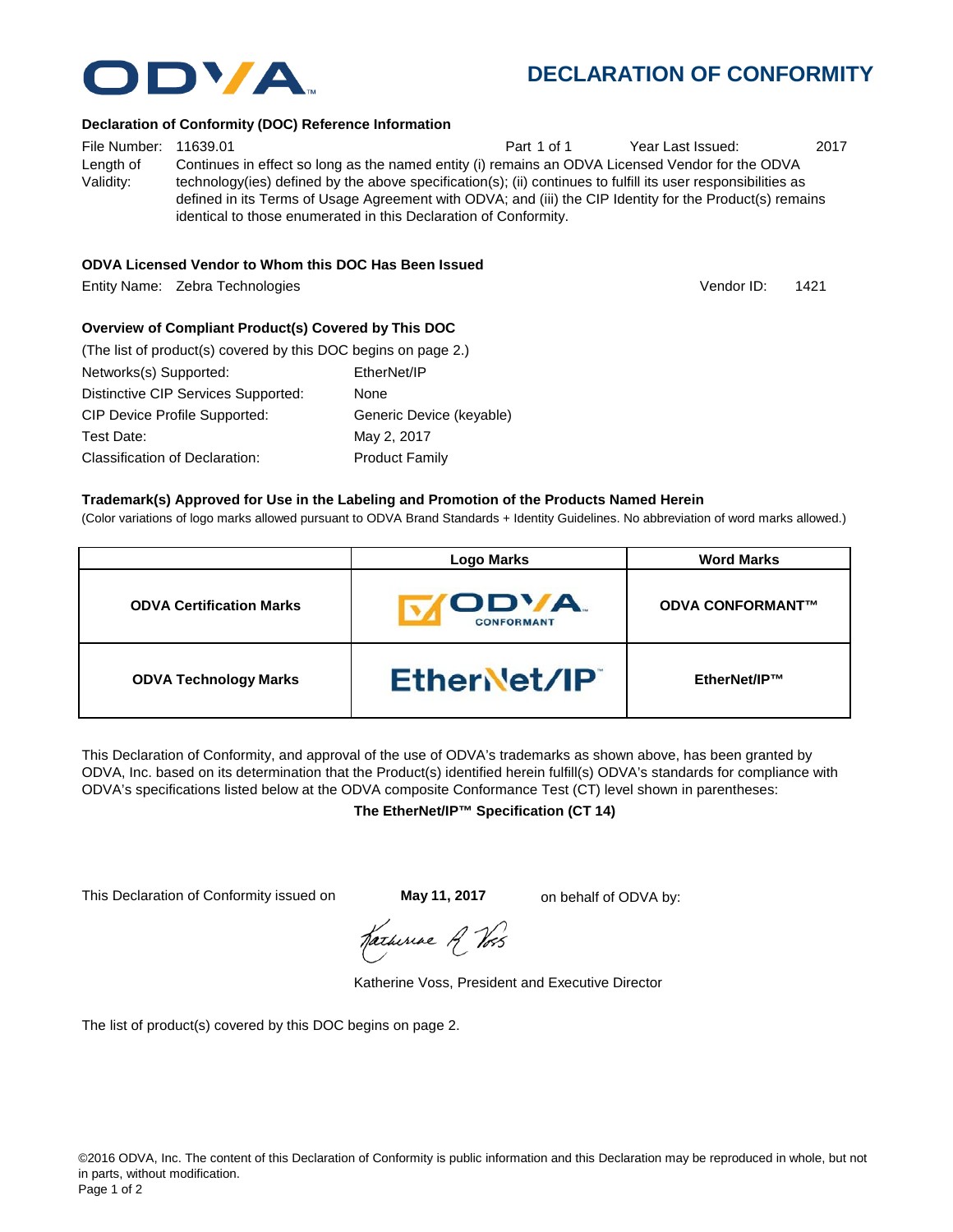# DECLARATION OF CONFORMITY

### Declaration of Conformity (DOC) Reference Information

File Number: 11639.01 | Part 1 of 1 | Year Last Issued: 2017

Length of Validity: Continues in effect so long as the named entity (i) remains an ODVA Licensed Vendor for the ODVA technology(ies) defined by the above specification(s); (ii) continues to fulfill its user responsibilities as defined in its Terms of Usage Agreement with ODVA; and (iii) the CIP Identity for the Product(s) remains identical to those enumerated in this Declaration of Conformity.

### ODVA Licensed Vendor to Whom this DOC Has Been Issued

Entity Name: Zebra Technologies | Vendor ID: 1421

### Overview of Compliant Product(s) Covered by This DOC

(The list of product(s) covered by this DOC begins on page 2.)

Networks(s) Supported: EtherNet/IP

Distinctive CIP Services Supported: None

CIP Device Profile Supported: Generic Device (keyable)

Test Date: May 2, 2017

Classification of Declaration: Product Family

### Trademark(s) Approved for Use in the Labeling and Promotion of the Products Named Herein

(Color variations of logo marks allowed pursuant to ODVA Brand Standards + Identity Guidelines. No abbreviation of word marks allowed.)

| | Logo Marks | Word Marks |
|---|---|---|
| **ODVA Certification Marks** | ODVA CONFORMANT | **ODVA CONFORMANT™** |
| **ODVA Technology Marks** | EtherNet/IP | **EtherNet/IP™** |

This Declaration of Conformity, and approval of the use of ODVA's trademarks as shown above, has been granted by ODVA, Inc. based on its determination that the Product(s) identified herein fulfill(s) ODVA's standards for compliance with ODVA's specifications listed below at the ODVA composite Conformance Test (CT) level shown in parentheses:

**The EtherNet/IP™ Specification (CT 14)**

This Declaration of Conformity issued on **May 11, 2017** on behalf of ODVA by:

Katherine Voss, President and Executive Director

The list of product(s) covered by this DOC begins on page 2.

©2016 ODVA, Inc. The content of this Declaration of Conformity is public information and this Declaration may be reproduced in whole, but not in parts, without modification.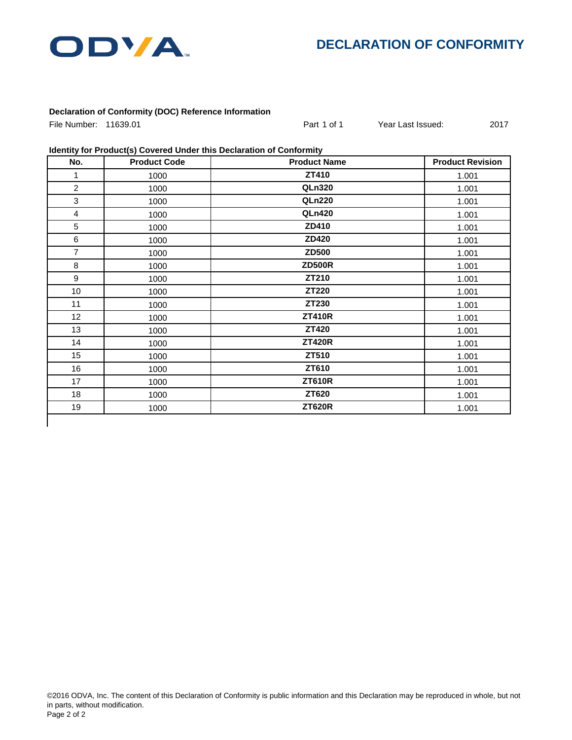ODVA

# DECLARATION OF CONFORMITY

**Declaration of Conformity (DOC) Reference Information**

File Number: 11639.01 Part 1 of 1 Year Last Issued: 2017

**Identity for Product(s) Covered Under this Declaration of Conformity**

| No. | Product Code | Product Name | Product Revision |
|---|---|---|---|
| 1 | 1000 | **ZT410** | 1.001 |
| 2 | 1000 | **QLn320** | 1.001 |
| 3 | 1000 | **QLn220** | 1.001 |
| 4 | 1000 | **QLn420** | 1.001 |
| 5 | 1000 | **ZD410** | 1.001 |
| 6 | 1000 | **ZD420** | 1.001 |
| 7 | 1000 | **ZD500** | 1.001 |
| 8 | 1000 | **ZD500R** | 1.001 |
| 9 | 1000 | **ZT210** | 1.001 |
| 10 | 1000 | **ZT220** | 1.001 |
| 11 | 1000 | **ZT230** | 1.001 |
| 12 | 1000 | **ZT410R** | 1.001 |
| 13 | 1000 | **ZT420** | 1.001 |
| 14 | 1000 | **ZT420R** | 1.001 |
| 15 | 1000 | **ZT510** | 1.001 |
| 16 | 1000 | **ZT610** | 1.001 |
| 17 | 1000 | **ZT610R** | 1.001 |
| 18 | 1000 | **ZT620** | 1.001 |
| 19 | 1000 | **ZT620R** | 1.001 |

©2016 ODVA, Inc. The content of this Declaration of Conformity is public information and this Declaration may be reproduced in whole, but not in parts, without modification.